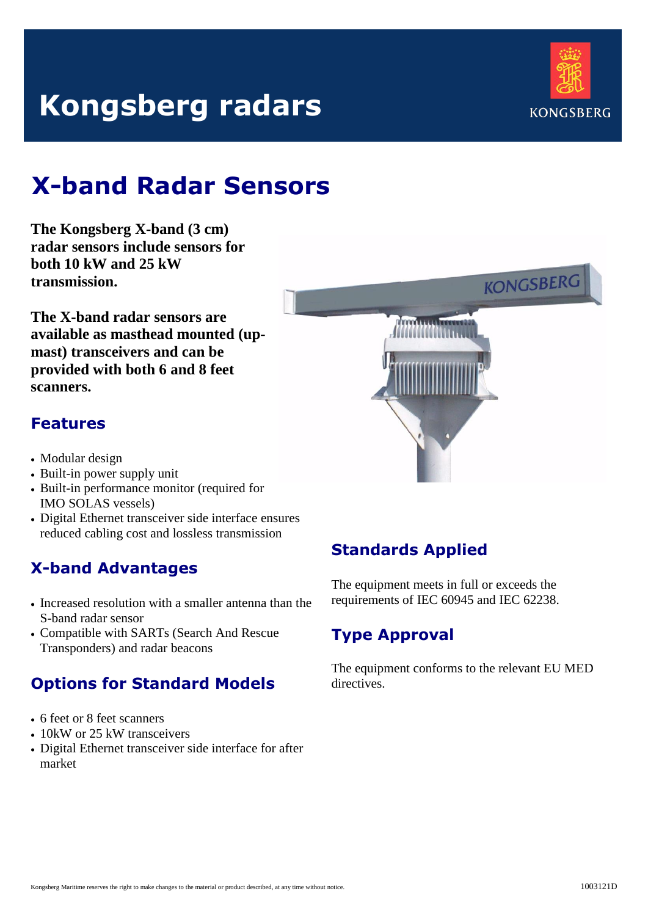# Kongsberg radars

## X-band Radar Sensors

**The Kongsberg X-band (3 cm) radar sensors include sensors for both 10 kW and 25 kW transmission.**

**The X-band radar sensors are available as masthead mounted (up-mast) transceivers and can be provided with both 6 and 8 feet scanners.**

### Features

- Modular design
- Built-in power supply unit
- Built-in performance monitor (required for IMO SOLAS vessels)
- Digital Ethernet transceiver side interface ensures reduced cabling cost and lossless transmission

### X-band Advantages

- Increased resolution with a smaller antenna than the S-band radar sensor
- Compatible with SARTs (Search And Rescue Transponders) and radar beacons

### Options for Standard Models

- 6 feet or 8 feet scanners
- 10kW or 25 kW transceivers
- Digital Ethernet transceiver side interface for after market

### Standards Applied

The equipment meets in full or exceeds the requirements of IEC 60945 and IEC 62238.

### Type Approval

The equipment conforms to the relevant EU MED directives.

Kongsberg Maritime reserves the right to make changes to the material or product described, at any time without notice.

1003121D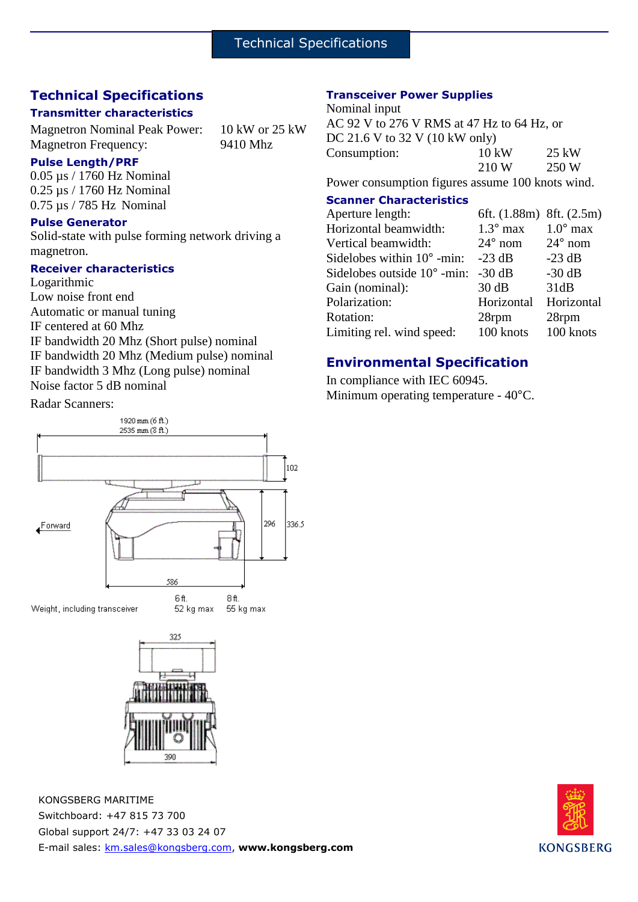# Technical Specifications

### Transmitter characteristics

| | |
|---|---|
| Magnetron Nominal Peak Power: | 10 kW or 25 kW |
| Magnetron Frequency: | 9410 Mhz |

### Pulse Length/PRF

0.05 µs / 1760 Hz Nominal
0.25 µs / 1760 Hz Nominal
0.75 µs / 785 Hz Nominal

### Pulse Generator

Solid-state with pulse forming network driving a magnetron.

### Receiver characteristics

Logarithmic
Low noise front end
Automatic or manual tuning
IF centered at 60 Mhz
IF bandwidth 20 Mhz (Short pulse) nominal
IF bandwidth 20 Mhz (Medium pulse) nominal
IF bandwidth 3 Mhz (Long pulse) nominal
Noise factor 5 dB nominal

Radar Scanners:

1920 mm (6 ft.)
2535 mm (8 ft.)
102
Forward
296
336.5
586

Weight, including transceiver
6 ft. 52 kg max
8 ft. 55 kg max

325
390

### Transceiver Power Supplies

Nominal input
AC 92 V to 276 V RMS at 47 Hz to 64 Hz, or
DC 21.6 V to 32 V (10 kW only)

| | | |
|---|---|---|
| Consumption: | 10 kW | 25 kW |
| | 210 W | 250 W |

Power consumption figures assume 100 knots wind.

### Scanner Characteristics

| | | |
|---|---|---|
| Aperture length: | 6ft. (1.88m) | 8ft. (2.5m) |
| Horizontal beamwidth: | 1.3° max | 1.0° max |
| Vertical beamwidth: | 24° nom | 24° nom |
| Sidelobes within 10° -min: | -23 dB | -23 dB |
| Sidelobes outside 10° -min: | -30 dB | -30 dB |
| Gain (nominal): | 30 dB | 31dB |
| Polarization: | Horizontal | Horizontal |
| Rotation: | 28rpm | 28rpm |
| Limiting rel. wind speed: | 100 knots | 100 knots |

## Environmental Specification

In compliance with IEC 60945.
Minimum operating temperature - 40°C.

KONGSBERG MARITIME
Switchboard: +47 815 73 700
Global support 24/7: +47 33 03 24 07
E-mail sales: km.sales@kongsberg.com, **www.kongsberg.com**

KONGSBERG